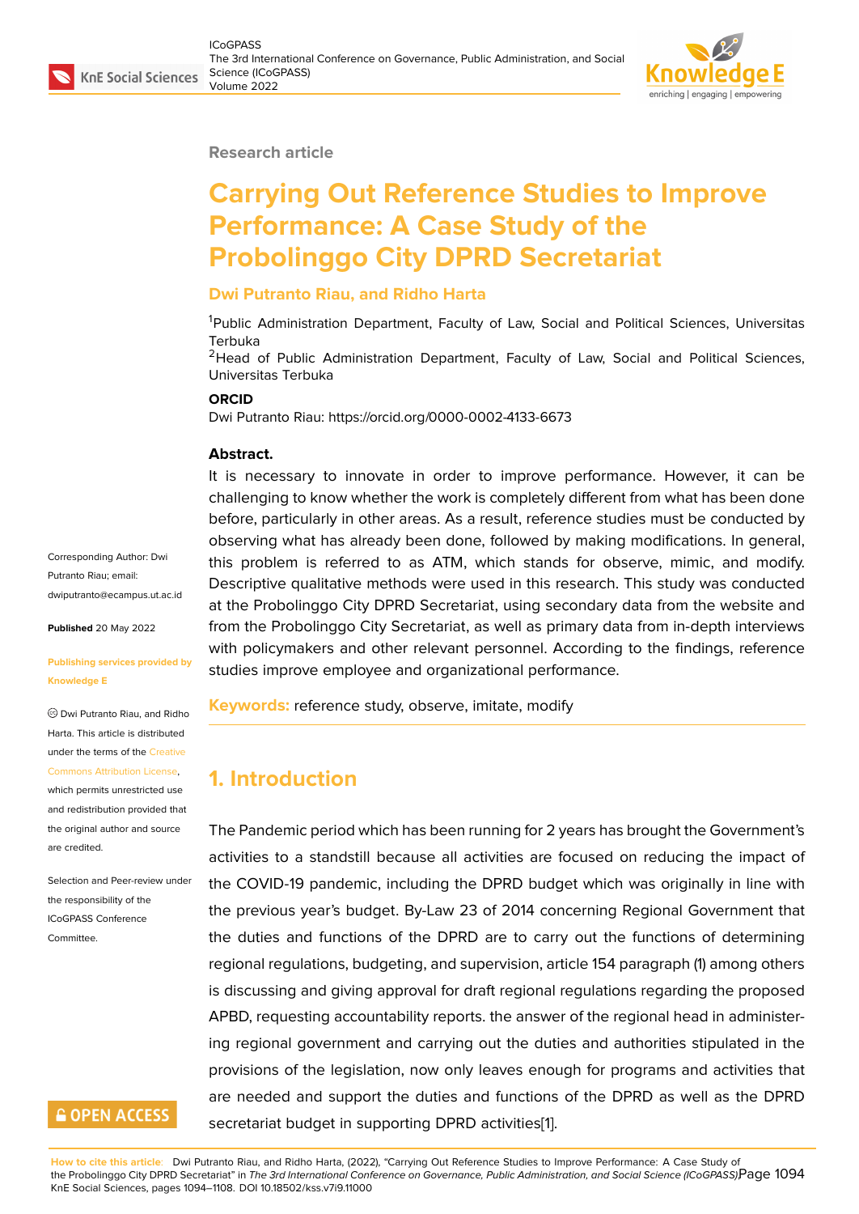Research article

# Carrying Out Reference Studies to Improve Performance: A Case Study of the Probolinggo City DPRD Secretariat

**Dwi Putranto Riau, and Ridho Harta**

[1]Public Administration Department, Faculty of Law, Social and Political Sciences, Universitas Terbuka
[2]Head of Public Administration Department, Faculty of Law, Social and Political Sciences, Universitas Terbuka

**ORCID**
Dwi Putranto Riau: https://orcid.org/0000-0002-4133-6673

Corresponding Author: Dwi Putranto Riau; email: dwiputranto@ecampus.ut.ac.id

**Published** 20 May 2022

**Publishing services provided by Knowledge E**

© Dwi Putranto Riau, and Ridho Harta. This article is distributed under the terms of the Creative Commons Attribution License, which permits unrestricted use and redistribution provided that the original author and source are credited.

Selection and Peer-review under the responsibility of the ICoGPASS Conference Committee.

**Abstract.**
It is necessary to innovate in order to improve performance. However, it can be challenging to know whether the work is completely different from what has been done before, particularly in other areas. As a result, reference studies must be conducted by observing what has already been done, followed by making modifications. In general, this problem is referred to as ATM, which stands for observe, mimic, and modify. Descriptive qualitative methods were used in this research. This study was conducted at the Probolinggo City DPRD Secretariat, using secondary data from the website and from the Probolinggo City Secretariat, as well as primary data from in-depth interviews with policymakers and other relevant personnel. According to the findings, reference studies improve employee and organizational performance.

**Keywords:** reference study, observe, imitate, modify

## 1. Introduction

The Pandemic period which has been running for 2 years has brought the Government's activities to a standstill because all activities are focused on reducing the impact of the COVID-19 pandemic, including the DPRD budget which was originally in line with the previous year's budget. By-Law 23 of 2014 concerning Regional Government that the duties and functions of the DPRD are to carry out the functions of determining regional regulations, budgeting, and supervision, article 154 paragraph (1) among others is discussing and giving approval for draft regional regulations regarding the proposed APBD, requesting accountability reports. the answer of the regional head in administering regional government and carrying out the duties and authorities stipulated in the provisions of the legislation, now only leaves enough for programs and activities that are needed and support the duties and functions of the DPRD as well as the DPRD secretariat budget in supporting DPRD activities[1].

**How to cite this article**: Dwi Putranto Riau, and Ridho Harta, (2022), "Carrying Out Reference Studies to Improve Performance: A Case Study of the Probolinggo City DPRD Secretariat" in *The 3rd International Conference on Governance, Public Administration, and Social Science (ICoGPASS)*, KnE Social Sciences, pages 1094–1108. DOI 10.18502/kss.v7i9.11000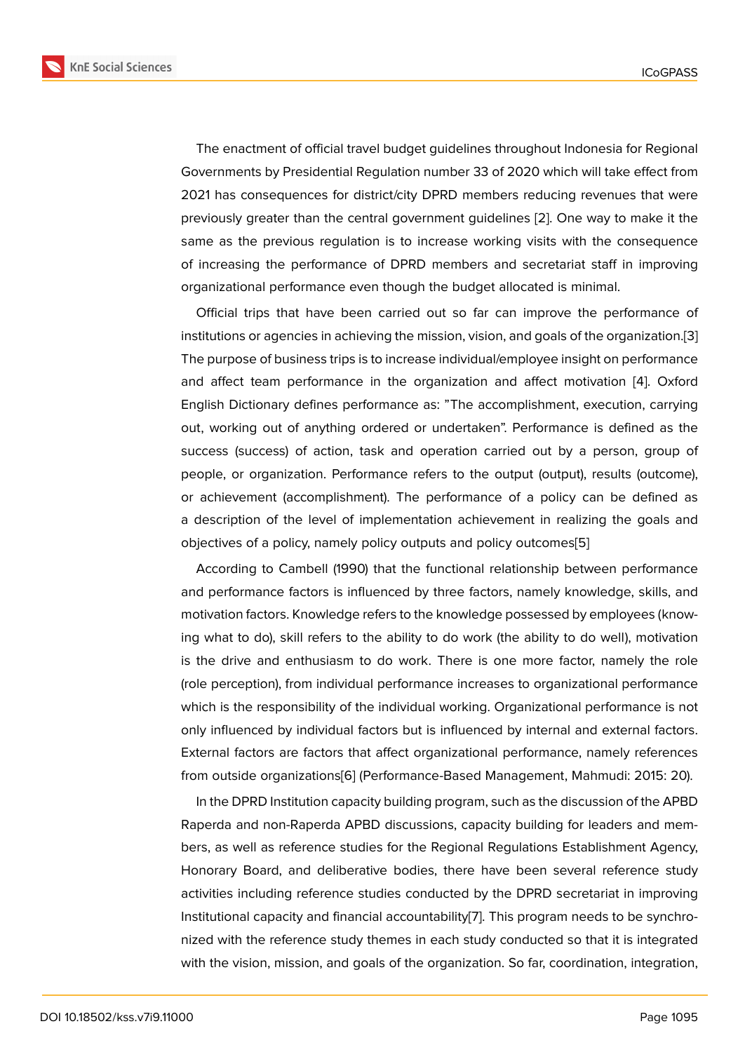The enactment of official travel budget guidelines throughout Indonesia for Regional Governments by Presidential Regulation number 33 of 2020 which will take effect from 2021 has consequences for district/city DPRD members reducing revenues that were previously greater than the central government guidelines [2]. One way to make it the same as the previous regulation is to increase working visits with the consequence of increasing the performance of DPRD members and secretariat staff in improving organizational performance even though the budget allocated is minimal.

Official trips that have been carried out so far can improve the performance of institutions or agencies in achieving the mission, vision, and goals of the organization.[3] The purpose of business trips is to increase individual/employee insight on performance and affect team performance in the organization and affect motivation [4]. Oxford English Dictionary defines performance as: "The accomplishment, execution, carrying out, working out of anything ordered or undertaken". Performance is defined as the success (success) of action, task and operation carried out by a person, group of people, or organization. Performance refers to the output (output), results (outcome), or achievement (accomplishment). The performance of a policy can be defined as a description of the level of implementation achievement in realizing the goals and objectives of a policy, namely policy outputs and policy outcomes[5]

According to Cambell (1990) that the functional relationship between performance and performance factors is influenced by three factors, namely knowledge, skills, and motivation factors. Knowledge refers to the knowledge possessed by employees (knowing what to do), skill refers to the ability to do work (the ability to do well), motivation is the drive and enthusiasm to do work. There is one more factor, namely the role (role perception), from individual performance increases to organizational performance which is the responsibility of the individual working. Organizational performance is not only influenced by individual factors but is influenced by internal and external factors. External factors are factors that affect organizational performance, namely references from outside organizations[6] (Performance-Based Management, Mahmudi: 2015: 20).

In the DPRD Institution capacity building program, such as the discussion of the APBD Raperda and non-Raperda APBD discussions, capacity building for leaders and members, as well as reference studies for the Regional Regulations Establishment Agency, Honorary Board, and deliberative bodies, there have been several reference study activities including reference studies conducted by the DPRD secretariat in improving Institutional capacity and financial accountability[7]. This program needs to be synchronized with the reference study themes in each study conducted so that it is integrated with the vision, mission, and goals of the organization. So far, coordination, integration,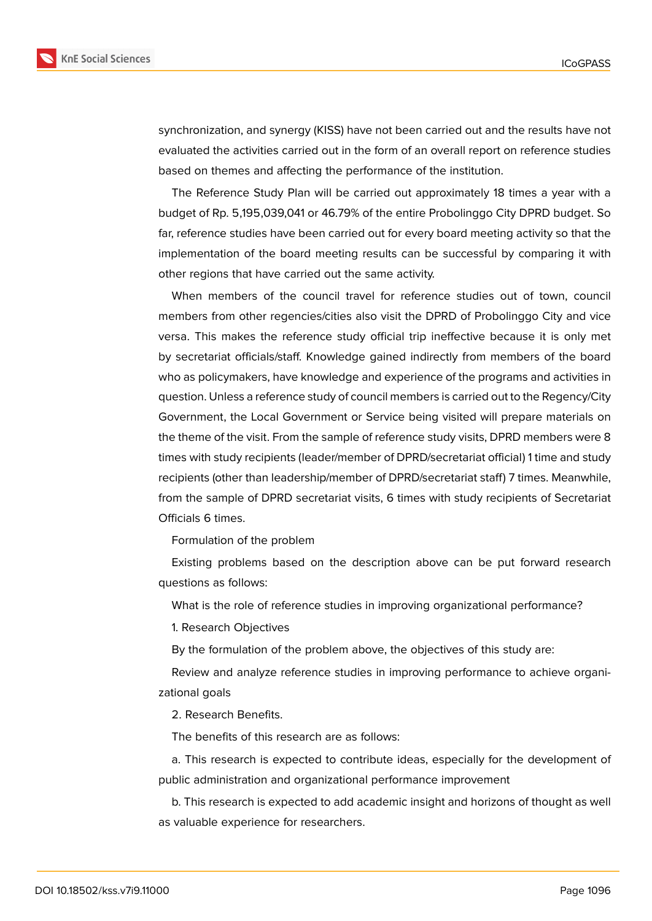synchronization, and synergy (KISS) have not been carried out and the results have not evaluated the activities carried out in the form of an overall report on reference studies based on themes and affecting the performance of the institution.

The Reference Study Plan will be carried out approximately 18 times a year with a budget of Rp. 5,195,039,041 or 46.79% of the entire Probolinggo City DPRD budget. So far, reference studies have been carried out for every board meeting activity so that the implementation of the board meeting results can be successful by comparing it with other regions that have carried out the same activity.

When members of the council travel for reference studies out of town, council members from other regencies/cities also visit the DPRD of Probolinggo City and vice versa. This makes the reference study official trip ineffective because it is only met by secretariat officials/staff. Knowledge gained indirectly from members of the board who as policymakers, have knowledge and experience of the programs and activities in question. Unless a reference study of council members is carried out to the Regency/City Government, the Local Government or Service being visited will prepare materials on the theme of the visit. From the sample of reference study visits, DPRD members were 8 times with study recipients (leader/member of DPRD/secretariat official) 1 time and study recipients (other than leadership/member of DPRD/secretariat staff) 7 times. Meanwhile, from the sample of DPRD secretariat visits, 6 times with study recipients of Secretariat Officials 6 times.

Formulation of the problem

Existing problems based on the description above can be put forward research questions as follows:

What is the role of reference studies in improving organizational performance?

1. Research Objectives

By the formulation of the problem above, the objectives of this study are:

Review and analyze reference studies in improving performance to achieve organizational goals

2. Research Benefits.

The benefits of this research are as follows:

a. This research is expected to contribute ideas, especially for the development of public administration and organizational performance improvement

b. This research is expected to add academic insight and horizons of thought as well as valuable experience for researchers.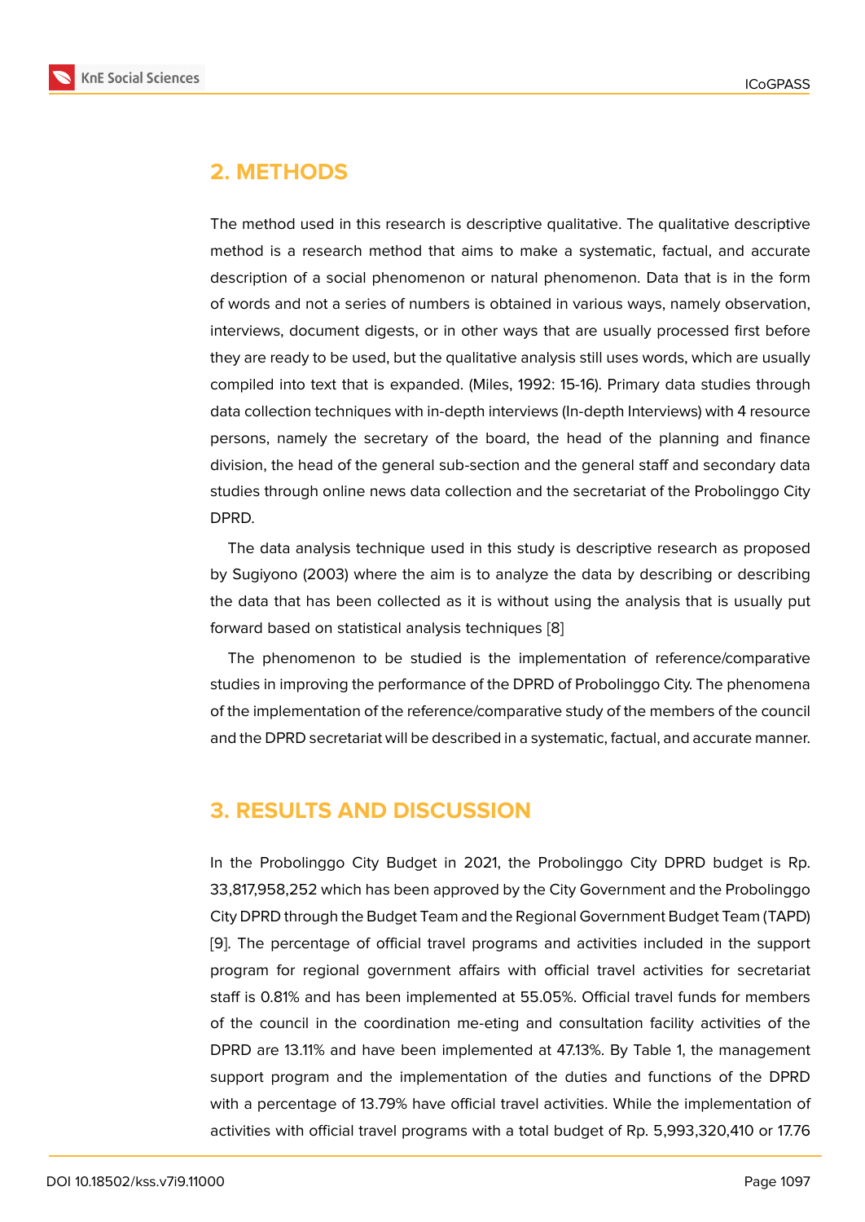## 2. METHODS

The method used in this research is descriptive qualitative. The qualitative descriptive method is a research method that aims to make a systematic, factual, and accurate description of a social phenomenon or natural phenomenon. Data that is in the form of words and not a series of numbers is obtained in various ways, namely observation, interviews, document digests, or in other ways that are usually processed first before they are ready to be used, but the qualitative analysis still uses words, which are usually compiled into text that is expanded. (Miles, 1992: 15-16). Primary data studies through data collection techniques with in-depth interviews (In-depth Interviews) with 4 resource persons, namely the secretary of the board, the head of the planning and finance division, the head of the general sub-section and the general staff and secondary data studies through online news data collection and the secretariat of the Probolinggo City DPRD.

The data analysis technique used in this study is descriptive research as proposed by Sugiyono (2003) where the aim is to analyze the data by describing or describing the data that has been collected as it is without using the analysis that is usually put forward based on statistical analysis techniques [8]

The phenomenon to be studied is the implementation of reference/comparative studies in improving the performance of the DPRD of Probolinggo City. The phenomena of the implementation of the reference/comparative study of the members of the council and the DPRD secretariat will be described in a systematic, factual, and accurate manner.

## 3. RESULTS AND DISCUSSION

In the Probolinggo City Budget in 2021, the Probolinggo City DPRD budget is Rp. 33,817,958,252 which has been approved by the City Government and the Probolinggo City DPRD through the Budget Team and the Regional Government Budget Team (TAPD) [9]. The percentage of official travel programs and activities included in the support program for regional government affairs with official travel activities for secretariat staff is 0.81% and has been implemented at 55.05%. Official travel funds for members of the council in the coordination me-eting and consultation facility activities of the DPRD are 13.11% and have been implemented at 47.13%. By Table 1, the management support program and the implementation of the duties and functions of the DPRD with a percentage of 13.79% have official travel activities. While the implementation of activities with official travel programs with a total budget of Rp. 5,993,320,410 or 17.76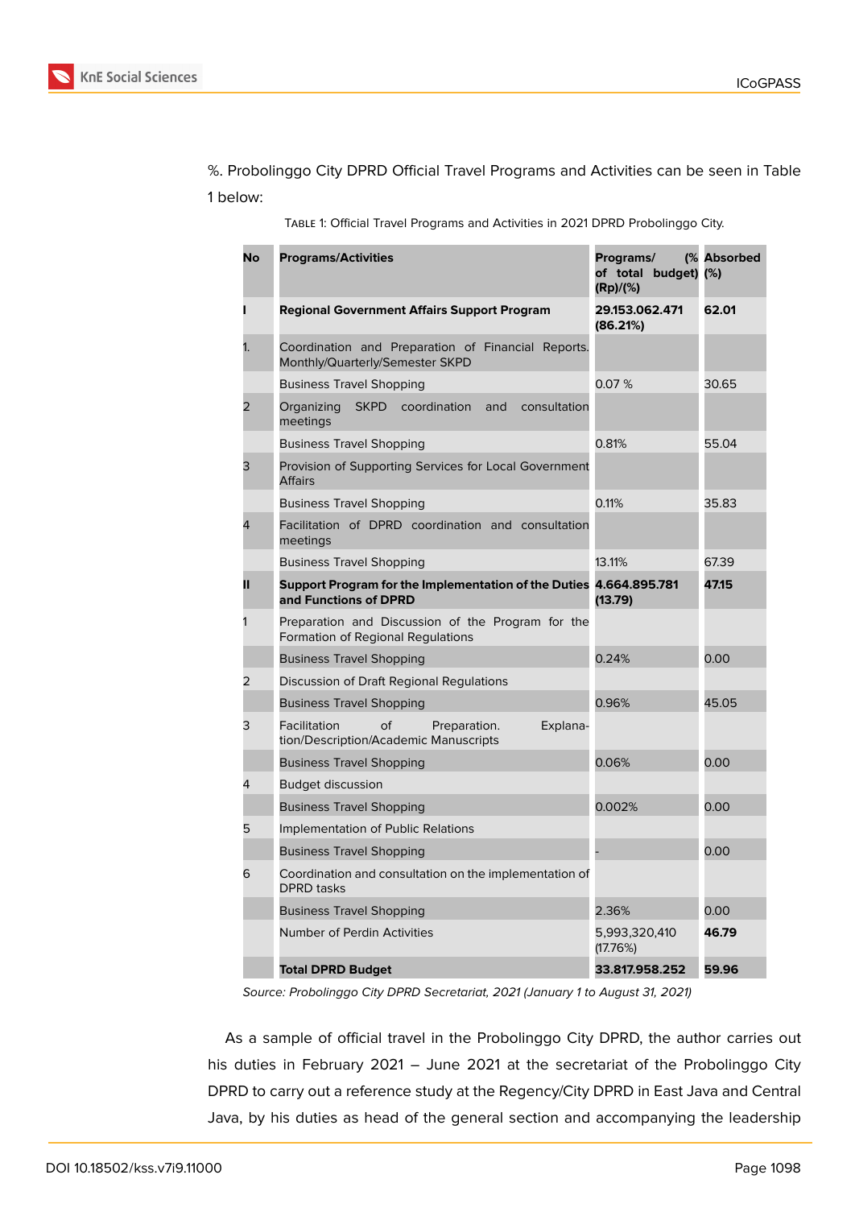%. Probolinggo City DPRD Official Travel Programs and Activities can be seen in Table 1 below:

Table 1: Official Travel Programs and Activities in 2021 DPRD Probolinggo City.

| No | Programs/Activities | Programs/ (% of total budget) (Rp)/(%) | Absorbed (%) |
|---|---|---|---|
| **I** | **Regional Government Affairs Support Program** | **29.153.062.471 (86.21%)** | **62.01** |
| 1. | Coordination and Preparation of Financial Reports. Monthly/Quarterly/Semester SKPD | | |
| | Business Travel Shopping | 0.07 % | 30.65 |
| 2 | Organizing SKPD coordination and consultation meetings | | |
| | Business Travel Shopping | 0.81% | 55.04 |
| 3 | Provision of Supporting Services for Local Government Affairs | | |
| | Business Travel Shopping | 0.11% | 35.83 |
| 4 | Facilitation of DPRD coordination and consultation meetings | | |
| | Business Travel Shopping | 13.11% | 67.39 |
| **II** | **Support Program for the Implementation of the Duties and Functions of DPRD** | **4.664.895.781 (13.79)** | **47.15** |
| 1 | Preparation and Discussion of the Program for the Formation of Regional Regulations | | |
| | Business Travel Shopping | 0.24% | 0.00 |
| 2 | Discussion of Draft Regional Regulations | | |
| | Business Travel Shopping | 0.96% | 45.05 |
| 3 | Facilitation of Preparation. Explanation/Description/Academic Manuscripts | | |
| | Business Travel Shopping | 0.06% | 0.00 |
| 4 | Budget discussion | | |
| | Business Travel Shopping | 0.002% | 0.00 |
| 5 | Implementation of Public Relations | | |
| | Business Travel Shopping | - | 0.00 |
| 6 | Coordination and consultation on the implementation of DPRD tasks | | |
| | Business Travel Shopping | 2.36% | 0.00 |
| | Number of Perdin Activities | 5,993,320,410 (17.76%) | **46.79** |
| | **Total DPRD Budget** | **33.817.958.252** | **59.96** |

*Source: Probolinggo City DPRD Secretariat, 2021 (January 1 to August 31, 2021)*

As a sample of official travel in the Probolinggo City DPRD, the author carries out his duties in February 2021 – June 2021 at the secretariat of the Probolinggo City DPRD to carry out a reference study at the Regency/City DPRD in East Java and Central Java, by his duties as head of the general section and accompanying the leadership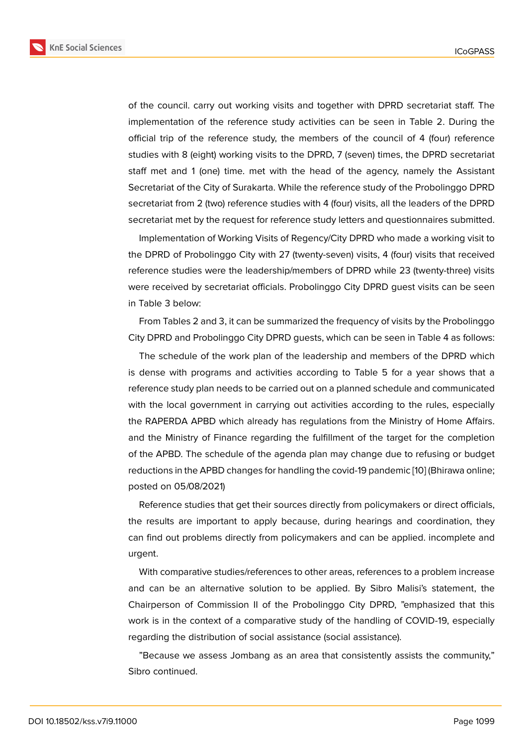of the council. carry out working visits and together with DPRD secretariat staff. The implementation of the reference study activities can be seen in Table 2. During the official trip of the reference study, the members of the council of 4 (four) reference studies with 8 (eight) working visits to the DPRD, 7 (seven) times, the DPRD secretariat staff met and 1 (one) time. met with the head of the agency, namely the Assistant Secretariat of the City of Surakarta. While the reference study of the Probolinggo DPRD secretariat from 2 (two) reference studies with 4 (four) visits, all the leaders of the DPRD secretariat met by the request for reference study letters and questionnaires submitted.

Implementation of Working Visits of Regency/City DPRD who made a working visit to the DPRD of Probolinggo City with 27 (twenty-seven) visits, 4 (four) visits that received reference studies were the leadership/members of DPRD while 23 (twenty-three) visits were received by secretariat officials. Probolinggo City DPRD guest visits can be seen in Table 3 below:

From Tables 2 and 3, it can be summarized the frequency of visits by the Probolinggo City DPRD and Probolinggo City DPRD guests, which can be seen in Table 4 as follows:

The schedule of the work plan of the leadership and members of the DPRD which is dense with programs and activities according to Table 5 for a year shows that a reference study plan needs to be carried out on a planned schedule and communicated with the local government in carrying out activities according to the rules, especially the RAPERDA APBD which already has regulations from the Ministry of Home Affairs. and the Ministry of Finance regarding the fulfillment of the target for the completion of the APBD. The schedule of the agenda plan may change due to refusing or budget reductions in the APBD changes for handling the covid-19 pandemic [10] (Bhirawa online; posted on 05/08/2021)

Reference studies that get their sources directly from policymakers or direct officials, the results are important to apply because, during hearings and coordination, they can find out problems directly from policymakers and can be applied. incomplete and urgent.

With comparative studies/references to other areas, references to a problem increase and can be an alternative solution to be applied. By Sibro Malisi's statement, the Chairperson of Commission II of the Probolinggo City DPRD, "emphasized that this work is in the context of a comparative study of the handling of COVID-19, especially regarding the distribution of social assistance (social assistance).

"Because we assess Jombang as an area that consistently assists the community," Sibro continued.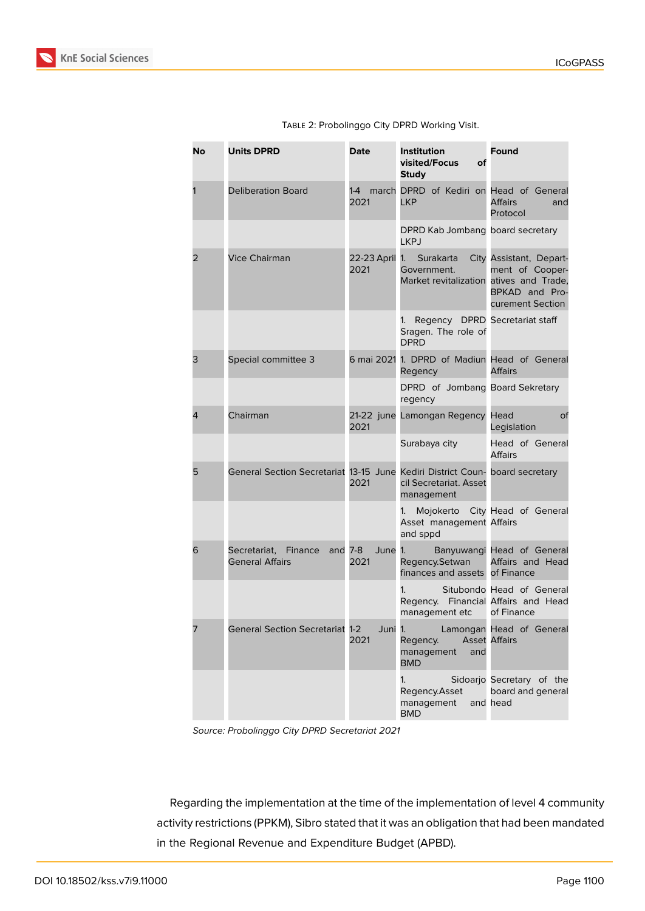Table 2: Probolinggo City DPRD Working Visit.

| No | Units DPRD | Date | Institution visited/Focus of Study | Found |
|---|---|---|---|---|
| 1 | Deliberation Board | 1-4 march 2021 | DPRD of Kediri on LKP | Head of General Affairs and Protocol |
| | | | DPRD Kab Jombang LKPJ | board secretary |
| 2 | Vice Chairman | 22-23 April 2021 | 1. Surakarta City Government. Market revitalization | Assistant, Department of Cooperatives and Trade, BPKAD and Procurement Section |
| | | | 1. Regency DPRD Sragen. The role of DPRD | Secretariat staff |
| 3 | Special committee 3 | 6 mai 2021 | 1. DPRD of Madiun Regency | Head of General Affairs |
| | | | DPRD of Jombang regency | Board Sekretary |
| 4 | Chairman | 21-22 june 2021 | Lamongan Regency | Head of Legislation |
| | | | Surabaya city | Head of General Affairs |
| 5 | General Section Secretariat | 13-15 June 2021 | Kediri District Council Secretariat. Asset management | board secretary |
| | | | 1. Mojokerto City Asset management and sppd | Head of General Affairs |
| 6 | Secretariat, Finance and General Affairs | 7-8 June 2021 | 1. Banyuwangi Regency.Setwan finances and assets | Head of General Affairs and Head of Finance |
| | | | 1. Situbondo Regency. Financial management etc | Head of General Affairs and Head of Finance |
| 7 | General Section Secretariat | 1-2 Juni 2021 | 1. Lamongan Regency. Asset management and BMD | Head of General Affairs |
| | | | 1. Sidoarjo Regency.Asset management and BMD | Secretary of the board and general head |

*Source: Probolinggo City DPRD Secretariat 2021*

Regarding the implementation at the time of the implementation of level 4 community activity restrictions (PPKM), Sibro stated that it was an obligation that had been mandated in the Regional Revenue and Expenditure Budget (APBD).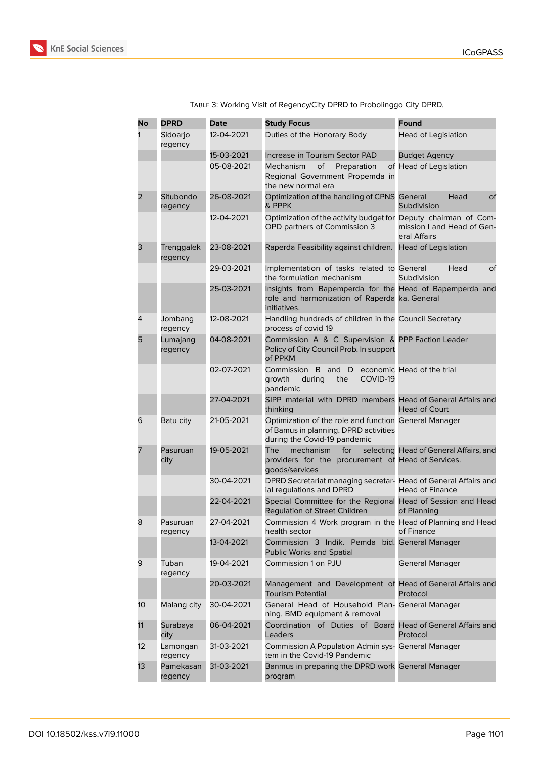Table 3: Working Visit of Regency/City DPRD to Probolinggo City DPRD.

| No | DPRD | Date | Study Focus | Found |
|---|---|---|---|---|
| 1 | Sidoarjo regency | 12-04-2021 | Duties of the Honorary Body | Head of Legislation |
| | | 15-03-2021 | Increase in Tourism Sector PAD | Budget Agency |
| | | 05-08-2021 | Mechanism of Preparation of Regional Government Propemda in the new normal era | Head of Legislation |
| 2 | Situbondo regency | 26-08-2021 | Optimization of the handling of CPNS & PPPK | General Head of Subdivision |
| | | 12-04-2021 | Optimization of the activity budget for OPD partners of Commission 3 | Deputy chairman of Commission I and Head of General Affairs |
| 3 | Trenggalek regency | 23-08-2021 | Raperda Feasibility against children. | Head of Legislation |
| | | 29-03-2021 | Implementation of tasks related to the formulation mechanism | General Head of Subdivision |
| | | 25-03-2021 | Insights from Bapemperda for the role and harmonization of Raperda initiatives. | Head of Bapemperda and ka. General |
| 4 | Jombang regency | 12-08-2021 | Handling hundreds of children in the process of covid 19 | Council Secretary |
| 5 | Lumajang regency | 04-08-2021 | Commission A & C Supervision & Policy of City Council Prob. In support of PPKM | PPP Faction Leader |
| | | 02-07-2021 | Commission B and D economic growth during the COVID-19 pandemic | Head of the trial |
| | | 27-04-2021 | SIPP material with DPRD members thinking | Head of General Affairs and Head of Court |
| 6 | Batu city | 21-05-2021 | Optimization of the role and function of Bamus in planning. DPRD activities during the Covid-19 pandemic | General Manager |
| 7 | Pasuruan city | 19-05-2021 | The mechanism for selecting providers for the procurement of goods/services | Head of General Affairs, and Head of Services. |
| | | 30-04-2021 | DPRD Secretariat managing secretarial regulations and DPRD | Head of General Affairs and Head of Finance |
| | | 22-04-2021 | Special Committee for the Regional Regulation of Street Children | Head of Session and Head of Planning |
| 8 | Pasuruan regency | 27-04-2021 | Commission 4 Work program in the health sector | Head of Planning and Head of Finance |
| | | 13-04-2021 | Commission 3 Indik. Pemda bid. Public Works and Spatial | General Manager |
| 9 | Tuban regency | 19-04-2021 | Commission 1 on PJU | General Manager |
| | | 20-03-2021 | Management and Development of Tourism Potential | Head of General Affairs and Protocol |
| 10 | Malang city | 30-04-2021 | General Head of Household Planning, BMD equipment & removal | General Manager |
| 11 | Surabaya city | 06-04-2021 | Coordination of Duties of Board Leaders | Head of General Affairs and Protocol |
| 12 | Lamongan regency | 31-03-2021 | Commission A Population Admin system in the Covid-19 Pandemic | General Manager |
| 13 | Pamekasan regency | 31-03-2021 | Banmus in preparing the DPRD work program | General Manager |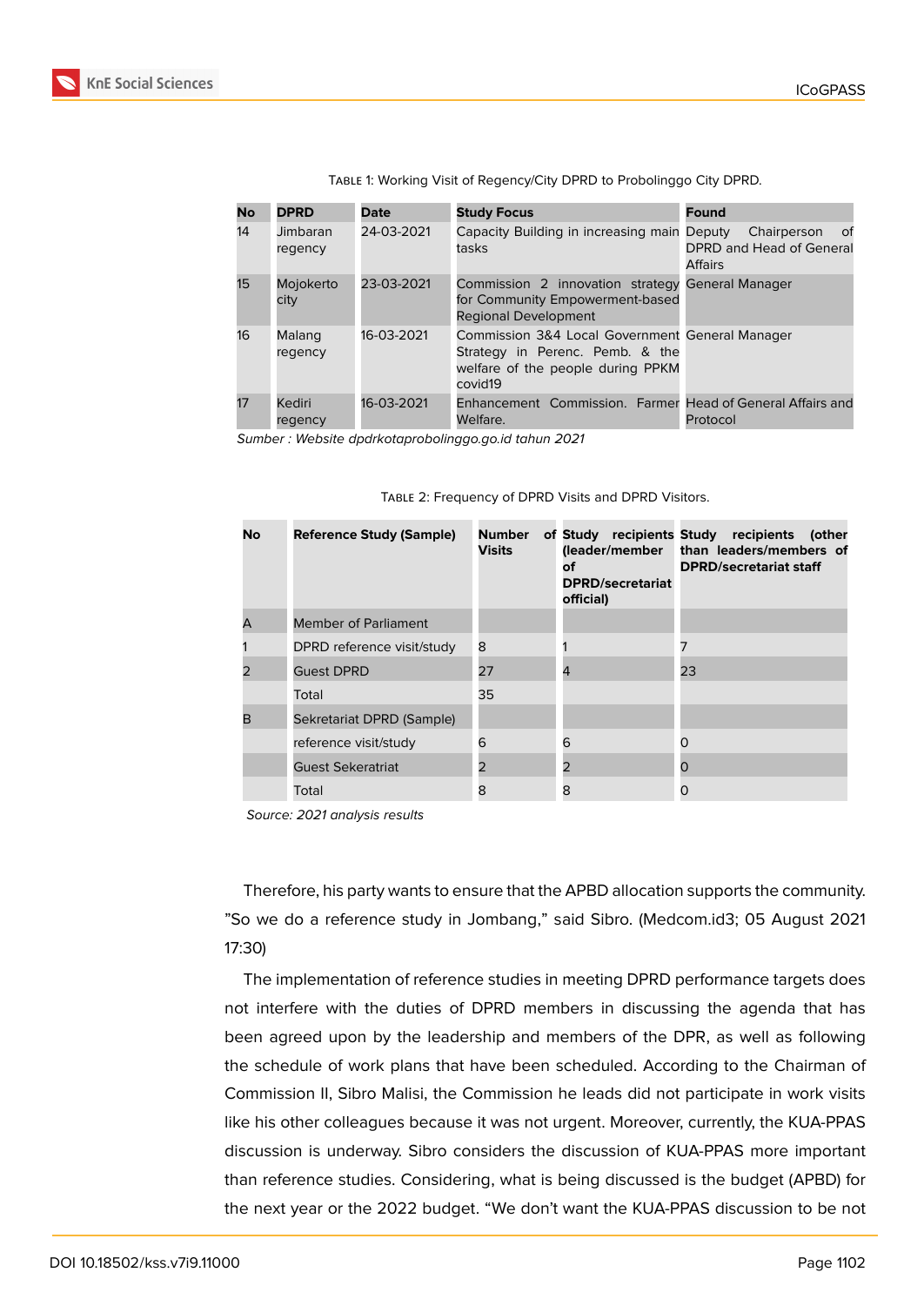Table 1: Working Visit of Regency/City DPRD to Probolinggo City DPRD.

| No | DPRD | Date | Study Focus | Found |
|---|---|---|---|---|
| 14 | Jimbaran regency | 24-03-2021 | Capacity Building in increasing main tasks | Deputy Chairperson of DPRD and Head of General Affairs |
| 15 | Mojokerto city | 23-03-2021 | Commission 2 innovation strategy for Community Empowerment-based Regional Development | General Manager |
| 16 | Malang regency | 16-03-2021 | Commission 3&4 Local Government Strategy in Perenc. Pemb. & the welfare of the people during PPKM covid19 | General Manager |
| 17 | Kediri regency | 16-03-2021 | Enhancement Commission. Farmer Welfare. | Head of General Affairs and Protocol |

*Sumber : Website dpdrkotaprobolinggo.go.id tahun 2021*

Table 2: Frequency of DPRD Visits and DPRD Visitors.

| No | Reference Study (Sample) | Number of Visits | Study recipients (leader/member of DPRD/secretariat official) | Study recipients (other than leaders/members of DPRD/secretariat staff |
|---|---|---|---|---|
| A | Member of Parliament | | | |
| 1 | DPRD reference visit/study | 8 | 1 | 7 |
| 2 | Guest DPRD | 27 | 4 | 23 |
| | Total | 35 | | |
| B | Sekretariat DPRD (Sample) | | | |
| | reference visit/study | 6 | 6 | 0 |
| | Guest Sekeratriat | 2 | 2 | 0 |
| | Total | 8 | 8 | 0 |

*Source: 2021 analysis results*

Therefore, his party wants to ensure that the APBD allocation supports the community. "So we do a reference study in Jombang," said Sibro. (Medcom.id3; 05 August 2021 17:30)

The implementation of reference studies in meeting DPRD performance targets does not interfere with the duties of DPRD members in discussing the agenda that has been agreed upon by the leadership and members of the DPR, as well as following the schedule of work plans that have been scheduled. According to the Chairman of Commission II, Sibro Malisi, the Commission he leads did not participate in work visits like his other colleagues because it was not urgent. Moreover, currently, the KUA-PPAS discussion is underway. Sibro considers the discussion of KUA-PPAS more important than reference studies. Considering, what is being discussed is the budget (APBD) for the next year or the 2022 budget. "We don't want the KUA-PPAS discussion to be not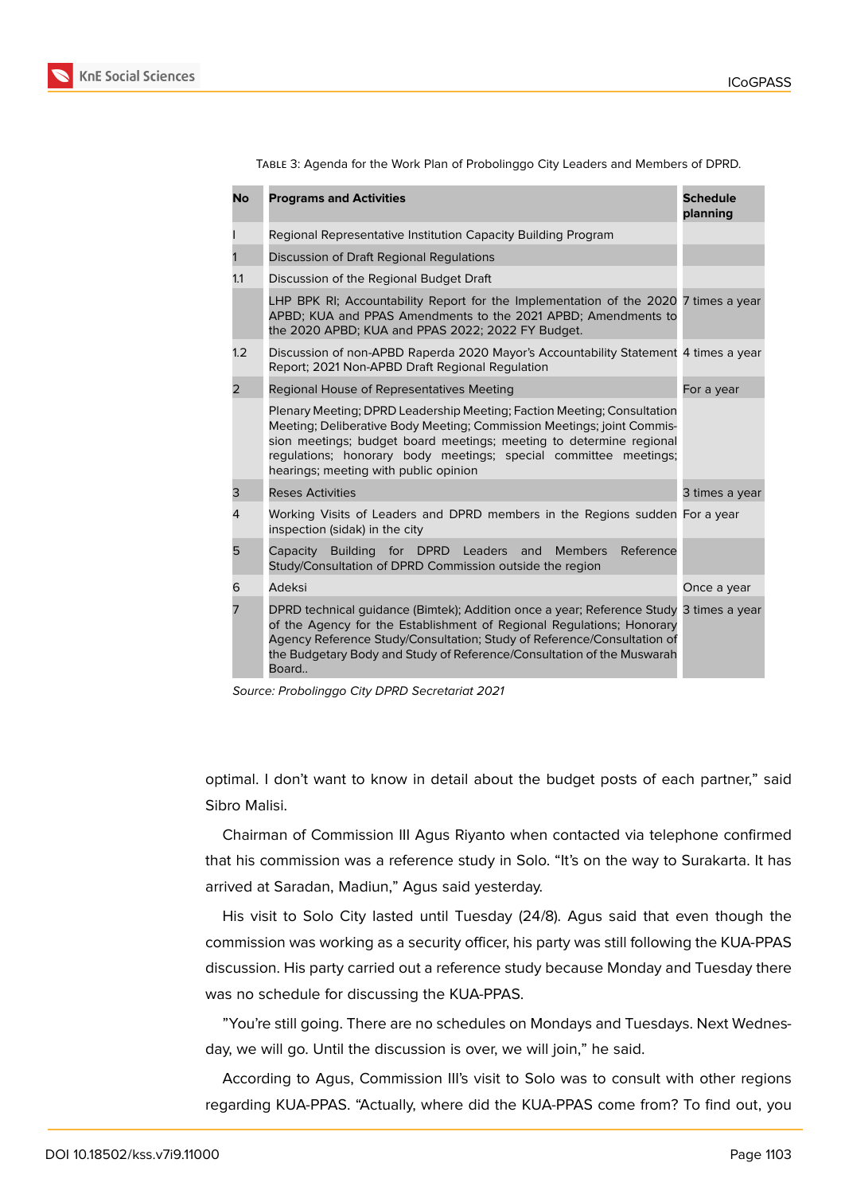Table 3: Agenda for the Work Plan of Probolinggo City Leaders and Members of DPRD.

| No | Programs and Activities | Schedule planning |
|---|---|---|
| I | Regional Representative Institution Capacity Building Program | |
| 1 | Discussion of Draft Regional Regulations | |
| 1.1 | Discussion of the Regional Budget Draft | |
| | LHP BPK RI; Accountability Report for the Implementation of the 2020 APBD; KUA and PPAS Amendments to the 2021 APBD; Amendments to the 2020 APBD; KUA and PPAS 2022; 2022 FY Budget. | 7 times a year |
| 1.2 | Discussion of non-APBD Raperda 2020 Mayor's Accountability Statement Report; 2021 Non-APBD Draft Regional Regulation | 4 times a year |
| 2 | Regional House of Representatives Meeting | For a year |
| | Plenary Meeting; DPRD Leadership Meeting; Faction Meeting; Consultation Meeting; Deliberative Body Meeting; Commission Meetings; joint Commission meetings; budget board meetings; meeting to determine regional regulations; honorary body meetings; special committee meetings; hearings; meeting with public opinion | |
| 3 | Reses Activities | 3 times a year |
| 4 | Working Visits of Leaders and DPRD members in the Regions sudden inspection (sidak) in the city | For a year |
| 5 | Capacity Building for DPRD Leaders and Members Reference Study/Consultation of DPRD Commission outside the region | |
| 6 | Adeksi | Once a year |
| 7 | DPRD technical guidance (Bimtek); Addition once a year; Reference Study of the Agency for the Establishment of Regional Regulations; Honorary Agency Reference Study/Consultation; Study of Reference/Consultation of the Budgetary Body and Study of Reference/Consultation of the Muswarah Board.. | 3 times a year |

*Source: Probolinggo City DPRD Secretariat 2021*

optimal. I don't want to know in detail about the budget posts of each partner," said Sibro Malisi.

Chairman of Commission III Agus Riyanto when contacted via telephone confirmed that his commission was a reference study in Solo. "It's on the way to Surakarta. It has arrived at Saradan, Madiun," Agus said yesterday.

His visit to Solo City lasted until Tuesday (24/8). Agus said that even though the commission was working as a security officer, his party was still following the KUA-PPAS discussion. His party carried out a reference study because Monday and Tuesday there was no schedule for discussing the KUA-PPAS.

"You're still going. There are no schedules on Mondays and Tuesdays. Next Wednesday, we will go. Until the discussion is over, we will join," he said.

According to Agus, Commission III's visit to Solo was to consult with other regions regarding KUA-PPAS. "Actually, where did the KUA-PPAS come from? To find out, you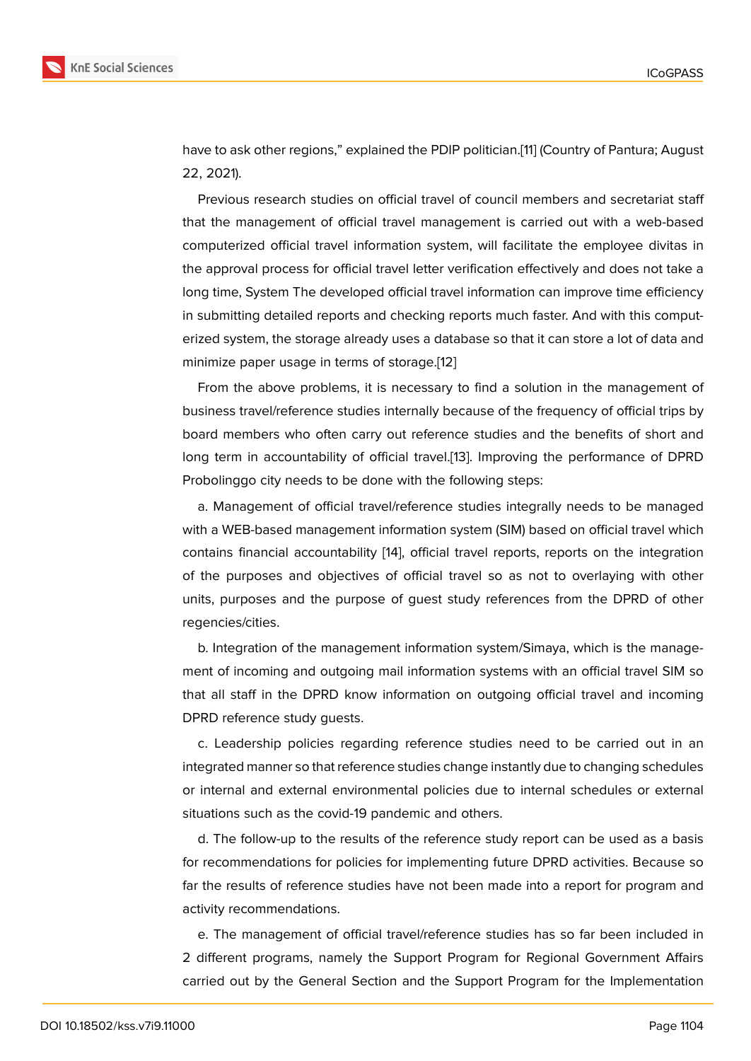have to ask other regions," explained the PDIP politician.[11] (Country of Pantura; August 22, 2021).

Previous research studies on official travel of council members and secretariat staff that the management of official travel management is carried out with a web-based computerized official travel information system, will facilitate the employee divitas in the approval process for official travel letter verification effectively and does not take a long time, System The developed official travel information can improve time efficiency in submitting detailed reports and checking reports much faster. And with this computerized system, the storage already uses a database so that it can store a lot of data and minimize paper usage in terms of storage.[12]

From the above problems, it is necessary to find a solution in the management of business travel/reference studies internally because of the frequency of official trips by board members who often carry out reference studies and the benefits of short and long term in accountability of official travel.[13]. Improving the performance of DPRD Probolinggo city needs to be done with the following steps:

a. Management of official travel/reference studies integrally needs to be managed with a WEB-based management information system (SIM) based on official travel which contains financial accountability [14], official travel reports, reports on the integration of the purposes and objectives of official travel so as not to overlaying with other units, purposes and the purpose of guest study references from the DPRD of other regencies/cities.

b. Integration of the management information system/Simaya, which is the management of incoming and outgoing mail information systems with an official travel SIM so that all staff in the DPRD know information on outgoing official travel and incoming DPRD reference study guests.

c. Leadership policies regarding reference studies need to be carried out in an integrated manner so that reference studies change instantly due to changing schedules or internal and external environmental policies due to internal schedules or external situations such as the covid-19 pandemic and others.

d. The follow-up to the results of the reference study report can be used as a basis for recommendations for policies for implementing future DPRD activities. Because so far the results of reference studies have not been made into a report for program and activity recommendations.

e. The management of official travel/reference studies has so far been included in 2 different programs, namely the Support Program for Regional Government Affairs carried out by the General Section and the Support Program for the Implementation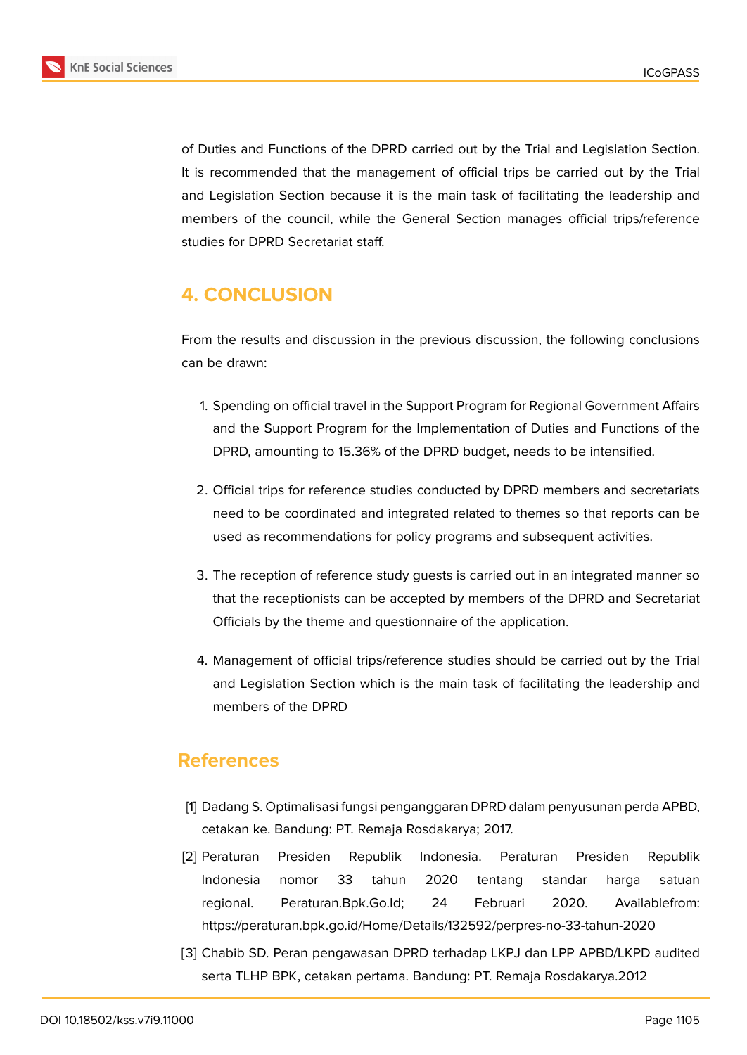of Duties and Functions of the DPRD carried out by the Trial and Legislation Section. It is recommended that the management of official trips be carried out by the Trial and Legislation Section because it is the main task of facilitating the leadership and members of the council, while the General Section manages official trips/reference studies for DPRD Secretariat staff.

## 4. CONCLUSION

From the results and discussion in the previous discussion, the following conclusions can be drawn:

1. Spending on official travel in the Support Program for Regional Government Affairs and the Support Program for the Implementation of Duties and Functions of the DPRD, amounting to 15.36% of the DPRD budget, needs to be intensified.

2. Official trips for reference studies conducted by DPRD members and secretariats need to be coordinated and integrated related to themes so that reports can be used as recommendations for policy programs and subsequent activities.

3. The reception of reference study guests is carried out in an integrated manner so that the receptionists can be accepted by members of the DPRD and Secretariat Officials by the theme and questionnaire of the application.

4. Management of official trips/reference studies should be carried out by the Trial and Legislation Section which is the main task of facilitating the leadership and members of the DPRD

## References

[1] Dadang S. Optimalisasi fungsi penganggaran DPRD dalam penyusunan perda APBD, cetakan ke. Bandung: PT. Remaja Rosdakarya; 2017.

[2] Peraturan Presiden Republik Indonesia. Peraturan Presiden Republik Indonesia nomor 33 tahun 2020 tentang standar harga satuan regional. Peraturan.Bpk.Go.Id; 24 Februari 2020. Availablefrom: https://peraturan.bpk.go.id/Home/Details/132592/perpres-no-33-tahun-2020

[3] Chabib SD. Peran pengawasan DPRD terhadap LKPJ dan LPP APBD/LKPD audited serta TLHP BPK, cetakan pertama. Bandung: PT. Remaja Rosdakarya.2012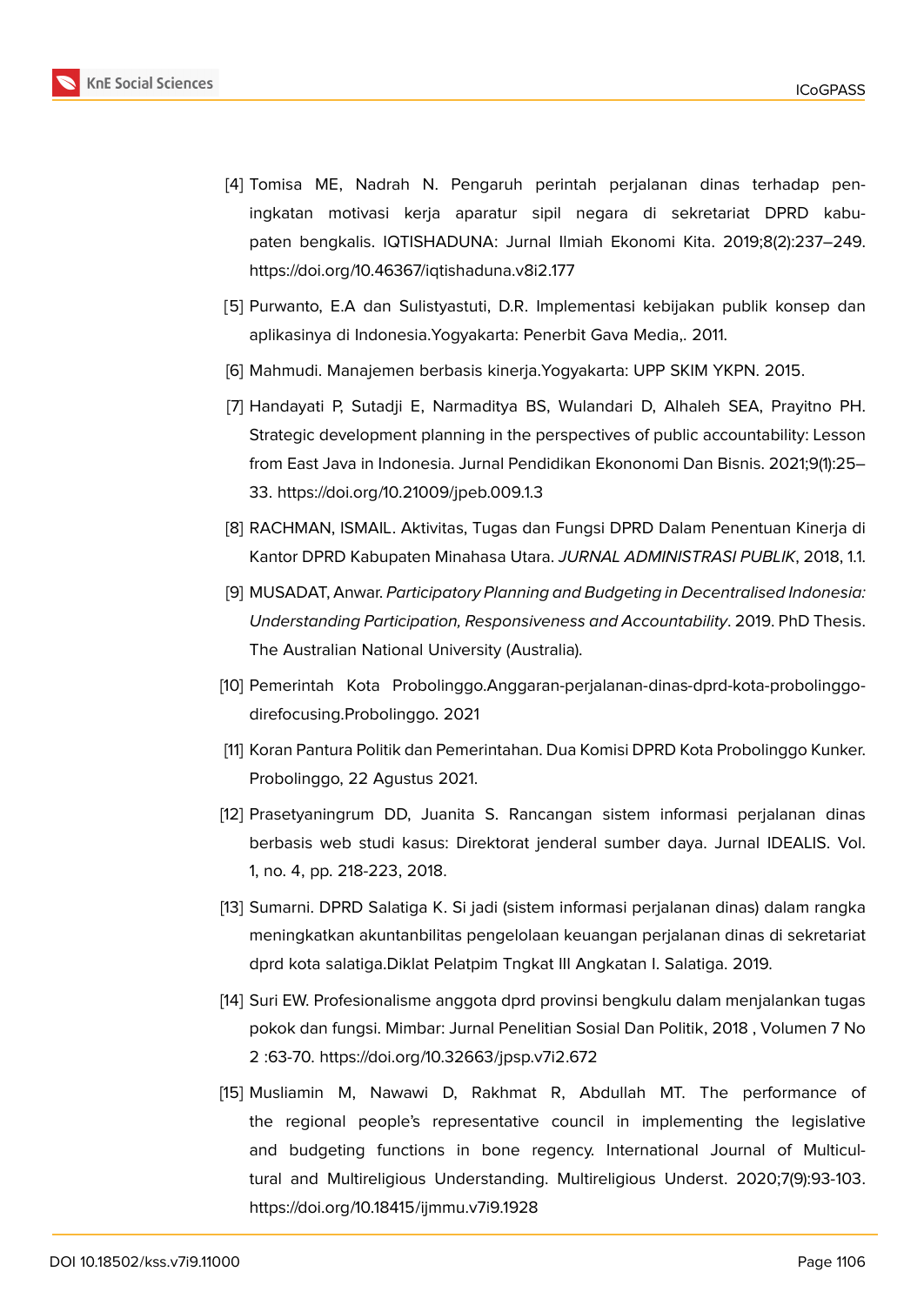[4] Tomisa ME, Nadrah N. Pengaruh perintah perjalanan dinas terhadap peningkatan motivasi kerja aparatur sipil negara di sekretariat DPRD kabupaten bengkalis. IQTISHADUNA: Jurnal Ilmiah Ekonomi Kita. 2019;8(2):237–249. https://doi.org/10.46367/iqtishaduna.v8i2.177

[5] Purwanto, E.A dan Sulistyastuti, D.R. Implementasi kebijakan publik konsep dan aplikasinya di Indonesia.Yogyakarta: Penerbit Gava Media,. 2011.

[6] Mahmudi. Manajemen berbasis kinerja.Yogyakarta: UPP SKIM YKPN. 2015.

[7] Handayati P, Sutadji E, Narmaditya BS, Wulandari D, Alhaleh SEA, Prayitno PH. Strategic development planning in the perspectives of public accountability: Lesson from East Java in Indonesia. Jurnal Pendidikan Ekononomi Dan Bisnis. 2021;9(1):25–33. https://doi.org/10.21009/jpeb.009.1.3

[8] RACHMAN, ISMAIL. Aktivitas, Tugas dan Fungsi DPRD Dalam Penentuan Kinerja di Kantor DPRD Kabupaten Minahasa Utara. *JURNAL ADMINISTRASI PUBLIK*, 2018, 1.1.

[9] MUSADAT, Anwar. *Participatory Planning and Budgeting in Decentralised Indonesia: Understanding Participation, Responsiveness and Accountability*. 2019. PhD Thesis. The Australian National University (Australia).

[10] Pemerintah Kota Probolinggo.Anggaran-perjalanan-dinas-dprd-kota-probolinggo-direfocusing.Probolinggo. 2021

[11] Koran Pantura Politik dan Pemerintahan. Dua Komisi DPRD Kota Probolinggo Kunker. Probolinggo, 22 Agustus 2021.

[12] Prasetyaningrum DD, Juanita S. Rancangan sistem informasi perjalanan dinas berbasis web studi kasus: Direktorat jenderal sumber daya. Jurnal IDEALIS. Vol. 1, no. 4, pp. 218-223, 2018.

[13] Sumarni. DPRD Salatiga K. Si jadi (sistem informasi perjalanan dinas) dalam rangka meningkatkan akuntanbilitas pengelolaan keuangan perjalanan dinas di sekretariat dprd kota salatiga.Diklat Pelatpim Tngkat III Angkatan I. Salatiga. 2019.

[14] Suri EW. Profesionalisme anggota dprd provinsi bengkulu dalam menjalankan tugas pokok dan fungsi. Mimbar: Jurnal Penelitian Sosial Dan Politik, 2018 , Volumen 7 No 2 :63-70. https://doi.org/10.32663/jpsp.v7i2.672

[15] Musliamin M, Nawawi D, Rakhmat R, Abdullah MT. The performance of the regional people's representative council in implementing the legislative and budgeting functions in bone regency. International Journal of Multicultural and Multireligious Understanding. Multireligious Underst. 2020;7(9):93-103. https://doi.org/10.18415/ijmmu.v7i9.1928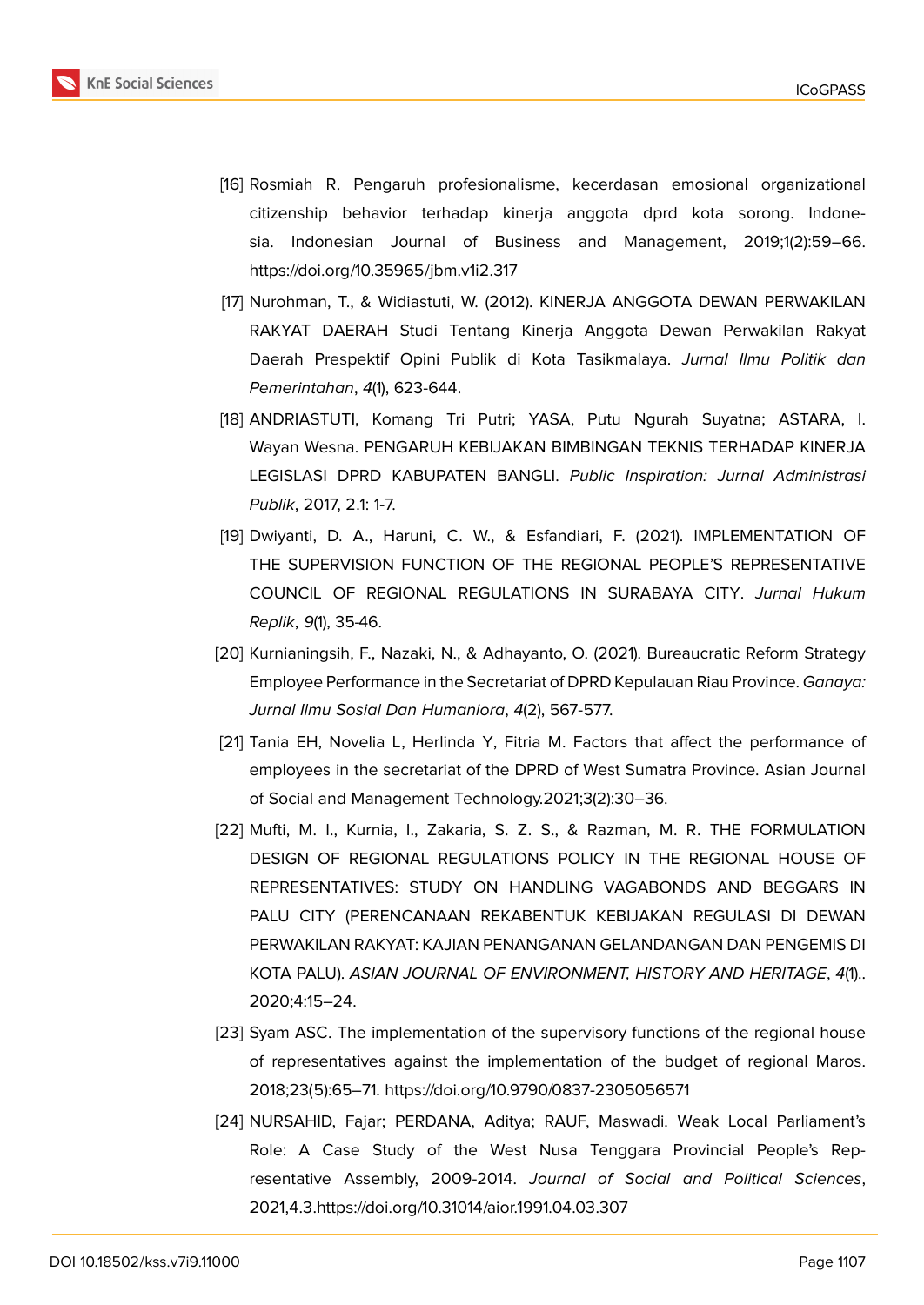[16] Rosmiah R. Pengaruh profesionalisme, kecerdasan emosional organizational citizenship behavior terhadap kinerja anggota dprd kota sorong. Indonesia. Indonesian Journal of Business and Management, 2019;1(2):59–66. https://doi.org/10.35965/jbm.v1i2.317

[17] Nurohman, T., & Widiastuti, W. (2012). KINERJA ANGGOTA DEWAN PERWAKILAN RAKYAT DAERAH Studi Tentang Kinerja Anggota Dewan Perwakilan Rakyat Daerah Prespektif Opini Publik di Kota Tasikmalaya. *Jurnal Ilmu Politik dan Pemerintahan*, *4*(1), 623-644.

[18] ANDRIASTUTI, Komang Tri Putri; YASA, Putu Ngurah Suyatna; ASTARA, I. Wayan Wesna. PENGARUH KEBIJAKAN BIMBINGAN TEKNIS TERHADAP KINERJA LEGISLASI DPRD KABUPATEN BANGLI. *Public Inspiration: Jurnal Administrasi Publik*, 2017, 2.1: 1-7.

[19] Dwiyanti, D. A., Haruni, C. W., & Esfandiari, F. (2021). IMPLEMENTATION OF THE SUPERVISION FUNCTION OF THE REGIONAL PEOPLE'S REPRESENTATIVE COUNCIL OF REGIONAL REGULATIONS IN SURABAYA CITY. *Jurnal Hukum Replik*, *9*(1), 35-46.

[20] Kurnianingsih, F., Nazaki, N., & Adhayanto, O. (2021). Bureaucratic Reform Strategy Employee Performance in the Secretariat of DPRD Kepulauan Riau Province. *Ganaya: Jurnal Ilmu Sosial Dan Humaniora*, *4*(2), 567-577.

[21] Tania EH, Novelia L, Herlinda Y, Fitria M. Factors that affect the performance of employees in the secretariat of the DPRD of West Sumatra Province. Asian Journal of Social and Management Technology.2021;3(2):30–36.

[22] Mufti, M. I., Kurnia, I., Zakaria, S. Z. S., & Razman, M. R. THE FORMULATION DESIGN OF REGIONAL REGULATIONS POLICY IN THE REGIONAL HOUSE OF REPRESENTATIVES: STUDY ON HANDLING VAGABONDS AND BEGGARS IN PALU CITY (PERENCANAAN REKABENTUK KEBIJAKAN REGULASI DI DEWAN PERWAKILAN RAKYAT: KAJIAN PENANGANAN GELANDANGAN DAN PENGEMIS DI KOTA PALU). *ASIAN JOURNAL OF ENVIRONMENT, HISTORY AND HERITAGE*, *4*(1).. 2020;4:15–24.

[23] Syam ASC. The implementation of the supervisory functions of the regional house of representatives against the implementation of the budget of regional Maros. 2018;23(5):65–71. https://doi.org/10.9790/0837-2305056571

[24] NURSAHID, Fajar; PERDANA, Aditya; RAUF, Maswadi. Weak Local Parliament's Role: A Case Study of the West Nusa Tenggara Provincial People's Representative Assembly, 2009-2014. *Journal of Social and Political Sciences*, 2021,4.3.https://doi.org/10.31014/aior.1991.04.03.307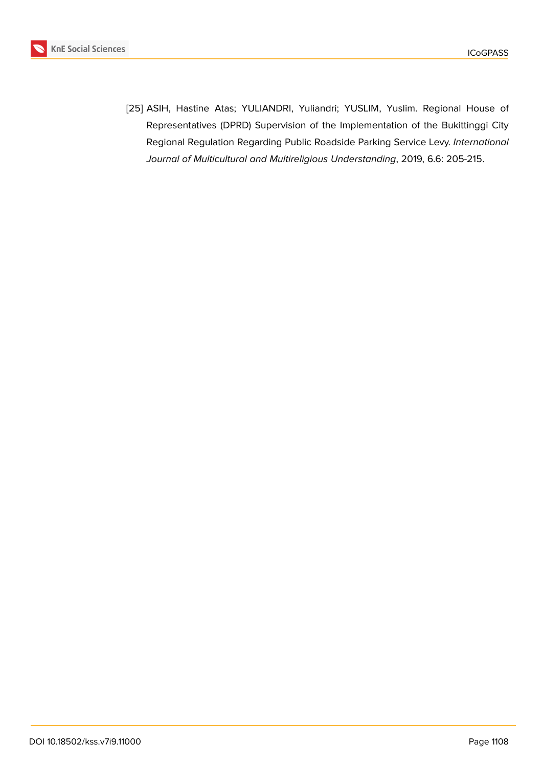[25] ASIH, Hastine Atas; YULIANDRI, Yuliandri; YUSLIM, Yuslim. Regional House of Representatives (DPRD) Supervision of the Implementation of the Bukittinggi City Regional Regulation Regarding Public Roadside Parking Service Levy. *International Journal of Multicultural and Multireligious Understanding*, 2019, 6.6: 205-215.